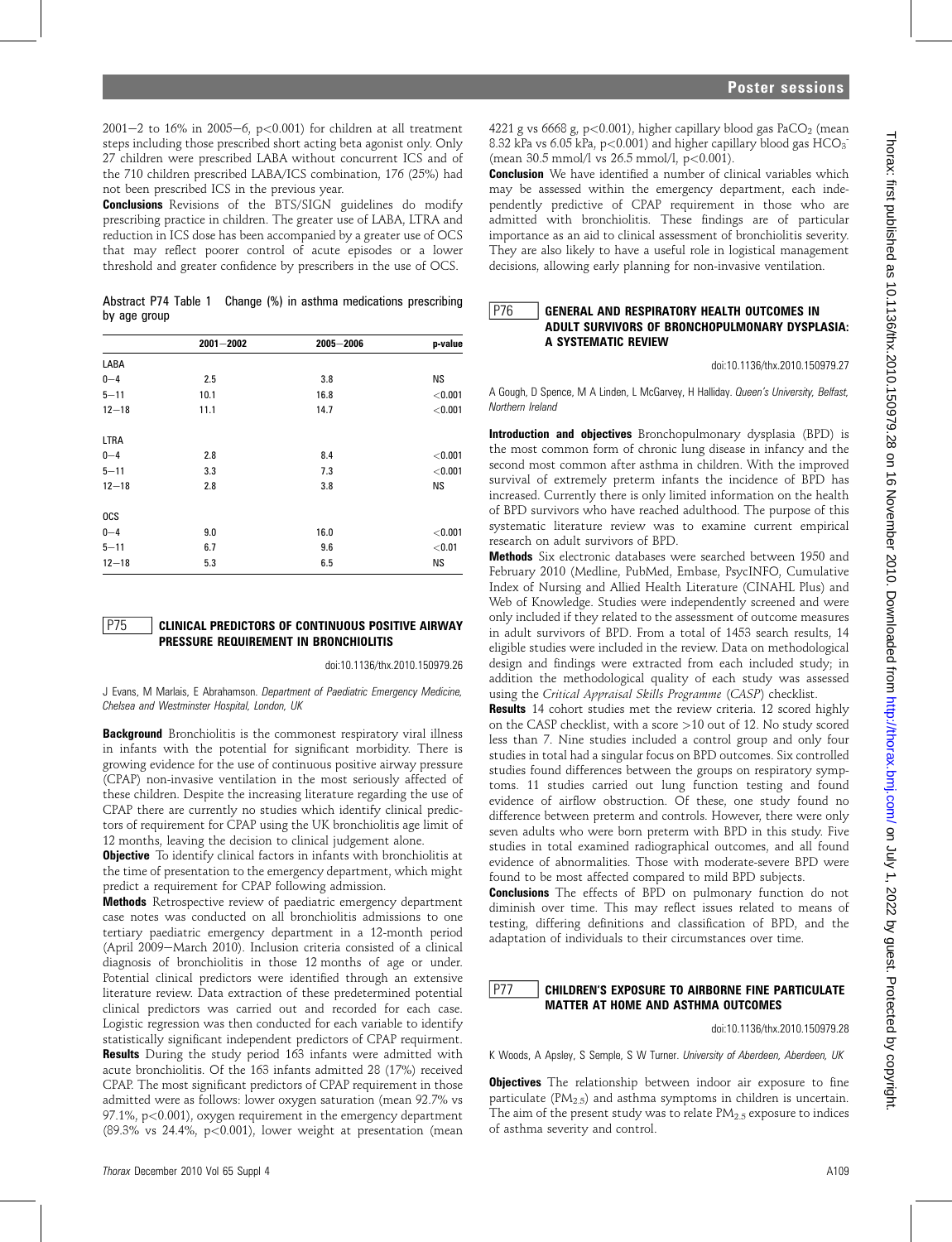2001–2 to 16% in 2005–6, p<0.001) for children at all treatment steps including those prescribed short acting beta agonist only. Only 27 children were prescribed LABA without concurrent ICS and of the 710 children prescribed LABA/ICS combination, 176 (25%) had not been prescribed ICS in the previous year.

**Conclusions** Revisions of the BTS/SIGN guidelines do modify prescribing practice in children. The greater use of LABA, LTRA and reduction in ICS dose has been accompanied by a greater use of OCS that may reflect poorer control of acute episodes or a lower threshold and greater confidence by prescribers in the use of OCS.

Abstract P74 Table 1 Change (%) in asthma medications prescribing by age group

| | 2001–2002 | 2005–2006 | p-value |
|---|---|---|---|
| LABA | | | |
| 0–4 | 2.5 | 3.8 | NS |
| 5–11 | 10.1 | 16.8 | <0.001 |
| 12–18 | 11.1 | 14.7 | <0.001 |
| LTRA | | | |
| 0–4 | 2.8 | 8.4 | <0.001 |
| 5–11 | 3.3 | 7.3 | <0.001 |
| 12–18 | 2.8 | 3.8 | NS |
| OCS | | | |
| 0–4 | 9.0 | 16.0 | <0.001 |
| 5–11 | 6.7 | 9.6 | <0.01 |
| 12–18 | 5.3 | 6.5 | NS |

## P75 CLINICAL PREDICTORS OF CONTINUOUS POSITIVE AIRWAY PRESSURE REQUIREMENT IN BRONCHIOLITIS

doi:10.1136/thx.2010.150979.26

J Evans, M Marlais, E Abrahamson. *Department of Paediatric Emergency Medicine, Chelsea and Westminster Hospital, London, UK*

**Background** Bronchiolitis is the commonest respiratory viral illness in infants with the potential for significant morbidity. There is growing evidence for the use of continuous positive airway pressure (CPAP) non-invasive ventilation in the most seriously affected of these children. Despite the increasing literature regarding the use of CPAP there are currently no studies which identify clinical predictors of requirement for CPAP using the UK bronchiolitis age limit of 12 months, leaving the decision to clinical judgement alone.

**Objective** To identify clinical factors in infants with bronchiolitis at the time of presentation to the emergency department, which might predict a requirement for CPAP following admission.

**Methods** Retrospective review of paediatric emergency department case notes was conducted on all bronchiolitis admissions to one tertiary paediatric emergency department in a 12-month period (April 2009–March 2010). Inclusion criteria consisted of a clinical diagnosis of bronchiolitis in those 12 months of age or under. Potential clinical predictors were identified through an extensive literature review. Data extraction of these predetermined potential clinical predictors was carried out and recorded for each case. Logistic regression was then conducted for each variable to identify statistically significant independent predictors of CPAP requirment.

**Results** During the study period 163 infants were admitted with acute bronchiolitis. Of the 163 infants admitted 28 (17%) received CPAP. The most significant predictors of CPAP requirement in those admitted were as follows: lower oxygen saturation (mean 92.7% vs 97.1%, p<0.001), oxygen requirement in the emergency department (89.3% vs 24.4%, p<0.001), lower weight at presentation (mean 4221 g vs 6668 g, p<0.001), higher capillary blood gas $PaCO_2$ (mean 8.32 kPa vs 6.05 kPa, p<0.001) and higher capillary blood gas $HCO_3^-$ (mean 30.5 mmol/l vs 26.5 mmol/l, p<0.001).

**Conclusion** We have identified a number of clinical variables which may be assessed within the emergency department, each independently predictive of CPAP requirement in those who are admitted with bronchiolitis. These findings are of particular importance as an aid to clinical assessment of bronchiolitis severity. They are also likely to have a useful role in logistical management decisions, allowing early planning for non-invasive ventilation.

## P76 GENERAL AND RESPIRATORY HEALTH OUTCOMES IN ADULT SURVIVORS OF BRONCHOPULMONARY DYSPLASIA: A SYSTEMATIC REVIEW

doi:10.1136/thx.2010.150979.27

A Gough, D Spence, M A Linden, L McGarvey, H Halliday. *Queen's University, Belfast, Northern Ireland*

**Introduction and objectives** Bronchopulmonary dysplasia (BPD) is the most common form of chronic lung disease in infancy and the second most common after asthma in children. With the improved survival of extremely preterm infants the incidence of BPD has increased. Currently there is only limited information on the health of BPD survivors who have reached adulthood. The purpose of this systematic literature review was to examine current empirical research on adult survivors of BPD.

**Methods** Six electronic databases were searched between 1950 and February 2010 (Medline, PubMed, Embase, PsycINFO, Cumulative Index of Nursing and Allied Health Literature (CINAHL Plus) and Web of Knowledge. Studies were independently screened and were only included if they related to the assessment of outcome measures in adult survivors of BPD. From a total of 1453 search results, 14 eligible studies were included in the review. Data on methodological design and findings were extracted from each included study; in addition the methodological quality of each study was assessed using the *Critical Appraisal Skills Programme* (*CASP*) checklist.

**Results** 14 cohort studies met the review criteria. 12 scored highly on the CASP checklist, with a score >10 out of 12. No study scored less than 7. Nine studies included a control group and only four studies in total had a singular focus on BPD outcomes. Six controlled studies found differences between the groups on respiratory symptoms. 11 studies carried out lung function testing and found evidence of airflow obstruction. Of these, one study found no difference between preterm and controls. However, there were only seven adults who were born preterm with BPD in this study. Five studies in total examined radiographical outcomes, and all found evidence of abnormalities. Those with moderate-severe BPD were found to be most affected compared to mild BPD subjects.

**Conclusions** The effects of BPD on pulmonary function do not diminish over time. This may reflect issues related to means of testing, differing definitions and classification of BPD, and the adaptation of individuals to their circumstances over time.

## P77 CHILDREN'S EXPOSURE TO AIRBORNE FINE PARTICULATE MATTER AT HOME AND ASTHMA OUTCOMES

doi:10.1136/thx.2010.150979.28

K Woods, A Apsley, S Semple, S W Turner. *University of Aberdeen, Aberdeen, UK*

**Objectives** The relationship between indoor air exposure to fine particulate ($PM_{2.5}$) and asthma symptoms in children is uncertain. The aim of the present study was to relate $PM_{2.5}$ exposure to indices of asthma severity and control.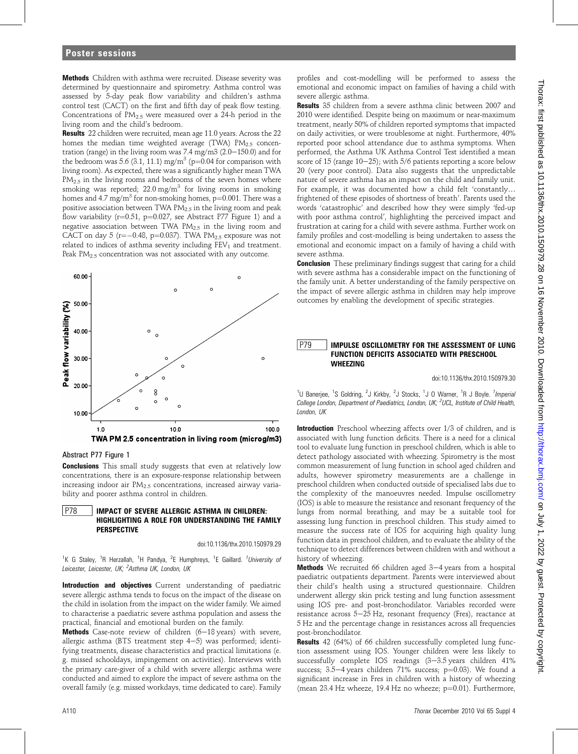**Methods** Children with asthma were recruited. Disease severity was determined by questionnaire and spirometry. Asthma control was assessed by 5-day peak flow variability and children's asthma control test (CACT) on the first and fifth day of peak flow testing. Concentrations of $PM_{2.5}$ were measured over a 24-h period in the living room and the child's bedroom.

**Results** 22 children were recruited, mean age 11.0 years. Across the 22 homes the median time weighted average (TWA) $PM_{2.5}$ concentration (range) in the living room was 7.4 mg/m3 (2.0–150.0) and for the bedroom was 5.6 (3.1, 11.1) mg/m$^3$ (p=0.04 for comparison with living room). As expected, there was a significantly higher mean TWA $PM_{2.5}$ in the living rooms and bedrooms of the seven homes where smoking was reported; 22.0 mg/m$^3$ for living rooms in smoking homes and 4.7 mg/m$^3$ for non-smoking homes, p=0.001. There was a positive association between TWA $PM_{2.5}$ in the living room and peak flow variability (r=0.51, p=0.027, see Abstract P77 Figure 1) and a negative association between TWA $PM_{2.5}$ in the living room and CACT on day 5 (r=−0.48, p=0.037). TWA $PM_{2.5}$ exposure was not related to indices of asthma severity including $FEV_1$ and treatment. Peak $PM_{2.5}$ concentration was not associated with any outcome.

Peak flow variability (%)
60.00
50.00
40.00
30.00
20.00
10.00
1.0
10.0
100.0
TWA PM 2.5 concentration in living room (microg/m3)

Abstract P77 Figure 1

**Conclusions** This small study suggests that even at relatively low concentrations, there is an exposure-response relationship between increasing indoor air $PM_{2.5}$ concentrations, increased airway variability and poorer asthma control in children.

## P78 IMPACT OF SEVERE ALLERGIC ASTHMA IN CHILDREN: HIGHLIGHTING A ROLE FOR UNDERSTANDING THE FAMILY PERSPECTIVE

doi:10.1136/thx.2010.150979.29

[1]K G Staley, [1]R Herzallah, [1]H Pandya, [2]E Humphreys, [1]E Gaillard. [1]*University of Leicester, Leicester, UK;* [2]*Asthma UK, London, UK*

**Introduction and objectives** Current understanding of paediatric severe allergic asthma tends to focus on the impact of the disease on the child in isolation from the impact on the wider family. We aimed to characterise a paediatric severe asthma population and assess the practical, financial and emotional burden on the family.

**Methods** Case-note review of children (6–18 years) with severe, allergic asthma (BTS treatment step 4–5) was performed; identifying treatments, disease characteristics and practical limitations (e.g. missed schooldays, impingement on activities). Interviews with the primary care-giver of a child with severe allergic asthma were conducted and aimed to explore the impact of severe asthma on the overall family (e.g. missed workdays, time dedicated to care). Family profiles and cost-modelling will be performed to assess the emotional and economic impact on families of having a child with severe allergic asthma.

**Results** 35 children from a severe asthma clinic between 2007 and 2010 were identified. Despite being on maximum or near-maximum treatment, nearly 50% of children reported symptoms that impacted on daily activities, or were troublesome at night. Furthermore, 40% reported poor school attendance due to asthma symptoms. When performed, the Asthma UK Asthma Control Test identified a mean score of 15 (range 10–25); with 5/6 patients reporting a score below 20 (very poor control). Data also suggests that the unpredictable nature of severe asthma has an impact on the child and family unit. For example, it was documented how a child felt 'constantly… frightened of these episodes of shortness of breath'. Parents used the words 'catastrophic' and described how they were simply 'fed-up with poor asthma control', highlighting the perceived impact and frustration at caring for a child with severe asthma. Further work on family profiles and cost-modelling is being undertaken to assess the emotional and economic impact on a family of having a child with severe asthma.

**Conclusion** These preliminary findings suggest that caring for a child with severe asthma has a considerable impact on the functioning of the family unit. A better understanding of the family perspective on the impact of severe allergic asthma in children may help improve outcomes by enabling the development of specific strategies.

## P79 IMPULSE OSCILLOMETRY FOR THE ASSESSMENT OF LUNG FUNCTION DEFICITS ASSOCIATED WITH PRESCHOOL WHEEZING

doi:10.1136/thx.2010.150979.30

[1]U Banerjee, [1]S Golding, [2]J Kirkby, [2]J Stocks, [1]J O Warner, [1]R J Boyle. [1]*Imperial College London, Department of Paediatrics, London, UK;* [2]*UCL, Institute of Child Health, London, UK*

**Introduction** Preschool wheezing affects over 1/3 of children, and is associated with lung function deficits. There is a need for a clinical tool to evaluate lung function in preschool children, which is able to detect pathology associated with wheezing. Spirometry is the most common measurement of lung function in school aged children and adults, however spirometry measurements are a challenge in preschool children when conducted outside of specialised labs due to the complexity of the manoeuvres needed. Impulse oscillometry (IOS) is able to measure the resistance and resonant frequency of the lungs from normal breathing, and may be a suitable tool for assessing lung function in preschool children. This study aimed to measure the success rate of IOS for acquiring high quality lung function data in preschool children, and to evaluate the ability of the technique to detect differences between children with and without a history of wheezing.

**Methods** We recruited 66 children aged 3–4 years from a hospital paediatric outpatients department. Parents were interviewed about their child's health using a structured questionnaire. Children underwent allergy skin prick testing and lung function assessment using IOS pre- and post-bronchodilator. Variables recorded were resistance across 5–25 Hz, resonant frequency (Fres), reactance at 5 Hz and the percentage change in resistances across all frequencies post-bronchodilator.

**Results** 42 (64%) of 66 children successfully completed lung function assessment using IOS. Younger children were less likely to successfully complete IOS readings (3–3.5 years children 41% success; 3.5–4 years children 71% success; p=0.03). We found a significant increase in Fres in children with a history of wheezing (mean 23.4 Hz wheeze, 19.4 Hz no wheeze; p=0.01). Furthermore,